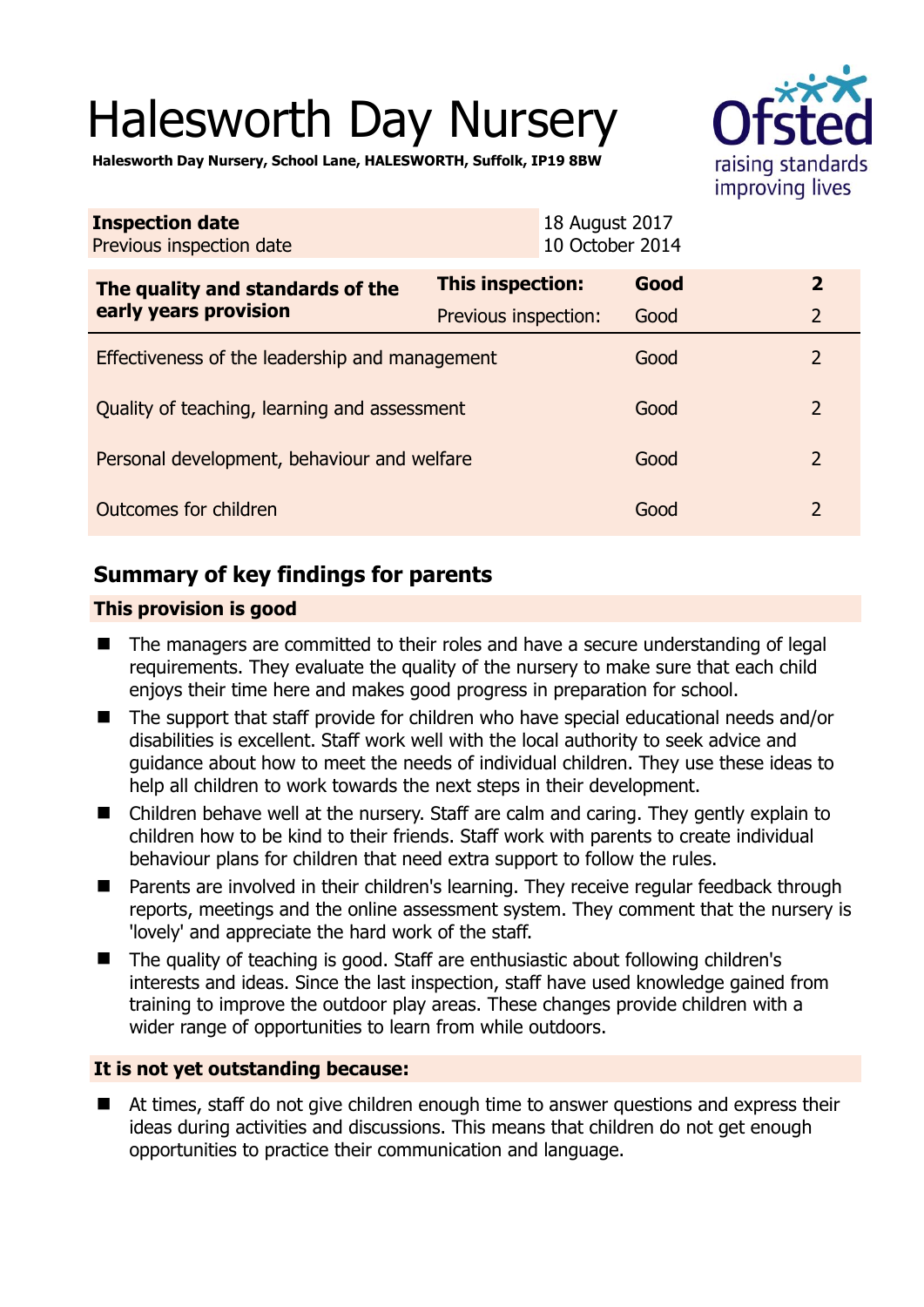# Halesworth Day Nursery

**Halesworth Day Nursery, School Lane, HALESWORTH, Suffolk, IP19 8BW**

| **Inspection date** | 18 August 2017 |
|---|---|
| Previous inspection date | 10 October 2014 |

| **The quality and standards of the early years provision** | **This inspection:** | **Good** | **2** |
|---|---|---|---|
| | Previous inspection: | Good | 2 |
| Effectiveness of the leadership and management | | Good | 2 |
| Quality of teaching, learning and assessment | | Good | 2 |
| Personal development, behaviour and welfare | | Good | 2 |
| Outcomes for children | | Good | 2 |

## Summary of key findings for parents

### This provision is good

- The managers are committed to their roles and have a secure understanding of legal requirements. They evaluate the quality of the nursery to make sure that each child enjoys their time here and makes good progress in preparation for school.
- The support that staff provide for children who have special educational needs and/or disabilities is excellent. Staff work well with the local authority to seek advice and guidance about how to meet the needs of individual children. They use these ideas to help all children to work towards the next steps in their development.
- Children behave well at the nursery. Staff are calm and caring. They gently explain to children how to be kind to their friends. Staff work with parents to create individual behaviour plans for children that need extra support to follow the rules.
- Parents are involved in their children's learning. They receive regular feedback through reports, meetings and the online assessment system. They comment that the nursery is 'lovely' and appreciate the hard work of the staff.
- The quality of teaching is good. Staff are enthusiastic about following children's interests and ideas. Since the last inspection, staff have used knowledge gained from training to improve the outdoor play areas. These changes provide children with a wider range of opportunities to learn from while outdoors.

### It is not yet outstanding because:

- At times, staff do not give children enough time to answer questions and express their ideas during activities and discussions. This means that children do not get enough opportunities to practice their communication and language.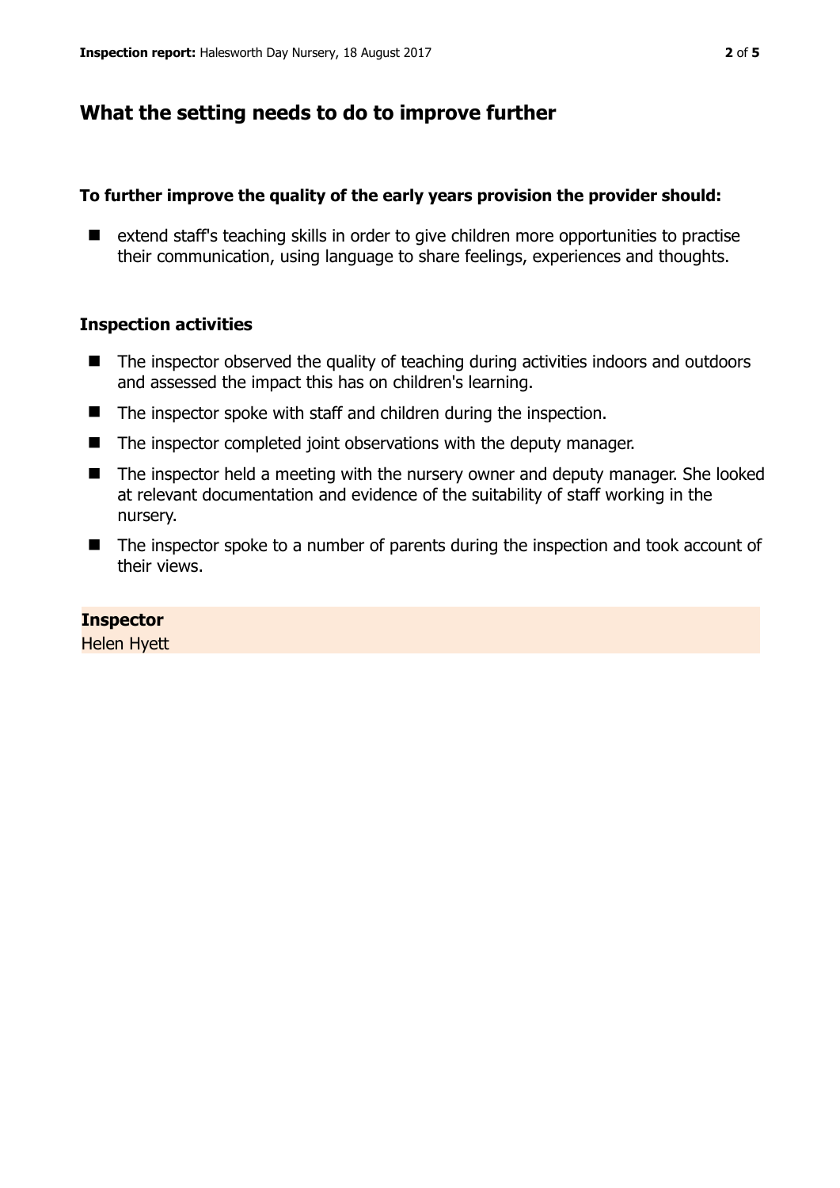## What the setting needs to do to improve further

**To further improve the quality of the early years provision the provider should:**

- extend staff's teaching skills in order to give children more opportunities to practise their communication, using language to share feelings, experiences and thoughts.

### Inspection activities

- The inspector observed the quality of teaching during activities indoors and outdoors and assessed the impact this has on children's learning.
- The inspector spoke with staff and children during the inspection.
- The inspector completed joint observations with the deputy manager.
- The inspector held a meeting with the nursery owner and deputy manager. She looked at relevant documentation and evidence of the suitability of staff working in the nursery.
- The inspector spoke to a number of parents during the inspection and took account of their views.

**Inspector**
Helen Hyett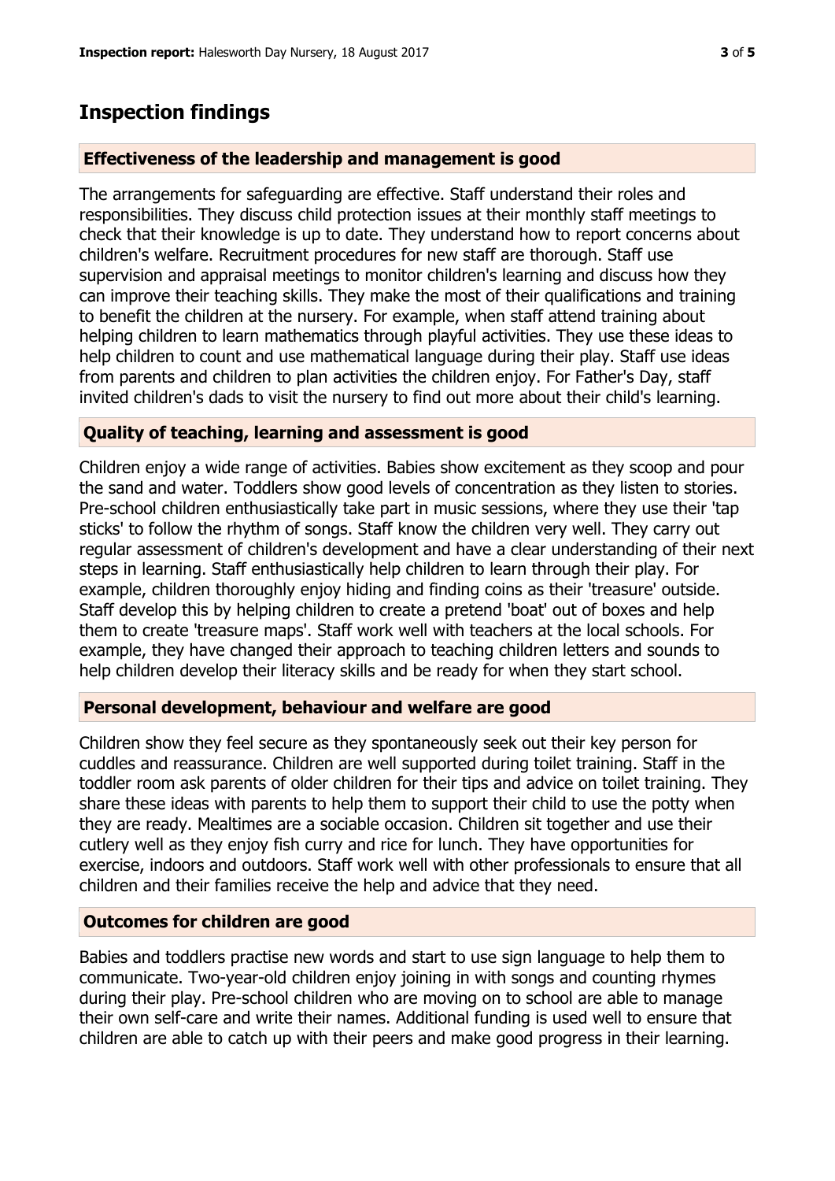## Inspection findings

### Effectiveness of the leadership and management is good

The arrangements for safeguarding are effective. Staff understand their roles and responsibilities. They discuss child protection issues at their monthly staff meetings to check that their knowledge is up to date. They understand how to report concerns about children's welfare. Recruitment procedures for new staff are thorough. Staff use supervision and appraisal meetings to monitor children's learning and discuss how they can improve their teaching skills. They make the most of their qualifications and training to benefit the children at the nursery. For example, when staff attend training about helping children to learn mathematics through playful activities. They use these ideas to help children to count and use mathematical language during their play. Staff use ideas from parents and children to plan activities the children enjoy. For Father's Day, staff invited children's dads to visit the nursery to find out more about their child's learning.

### Quality of teaching, learning and assessment is good

Children enjoy a wide range of activities. Babies show excitement as they scoop and pour the sand and water. Toddlers show good levels of concentration as they listen to stories. Pre-school children enthusiastically take part in music sessions, where they use their 'tap sticks' to follow the rhythm of songs. Staff know the children very well. They carry out regular assessment of children's development and have a clear understanding of their next steps in learning. Staff enthusiastically help children to learn through their play. For example, children thoroughly enjoy hiding and finding coins as their 'treasure' outside. Staff develop this by helping children to create a pretend 'boat' out of boxes and help them to create 'treasure maps'. Staff work well with teachers at the local schools. For example, they have changed their approach to teaching children letters and sounds to help children develop their literacy skills and be ready for when they start school.

### Personal development, behaviour and welfare are good

Children show they feel secure as they spontaneously seek out their key person for cuddles and reassurance. Children are well supported during toilet training. Staff in the toddler room ask parents of older children for their tips and advice on toilet training. They share these ideas with parents to help them to support their child to use the potty when they are ready. Mealtimes are a sociable occasion. Children sit together and use their cutlery well as they enjoy fish curry and rice for lunch. They have opportunities for exercise, indoors and outdoors. Staff work well with other professionals to ensure that all children and their families receive the help and advice that they need.

### Outcomes for children are good

Babies and toddlers practise new words and start to use sign language to help them to communicate. Two-year-old children enjoy joining in with songs and counting rhymes during their play. Pre-school children who are moving on to school are able to manage their own self-care and write their names. Additional funding is used well to ensure that children are able to catch up with their peers and make good progress in their learning.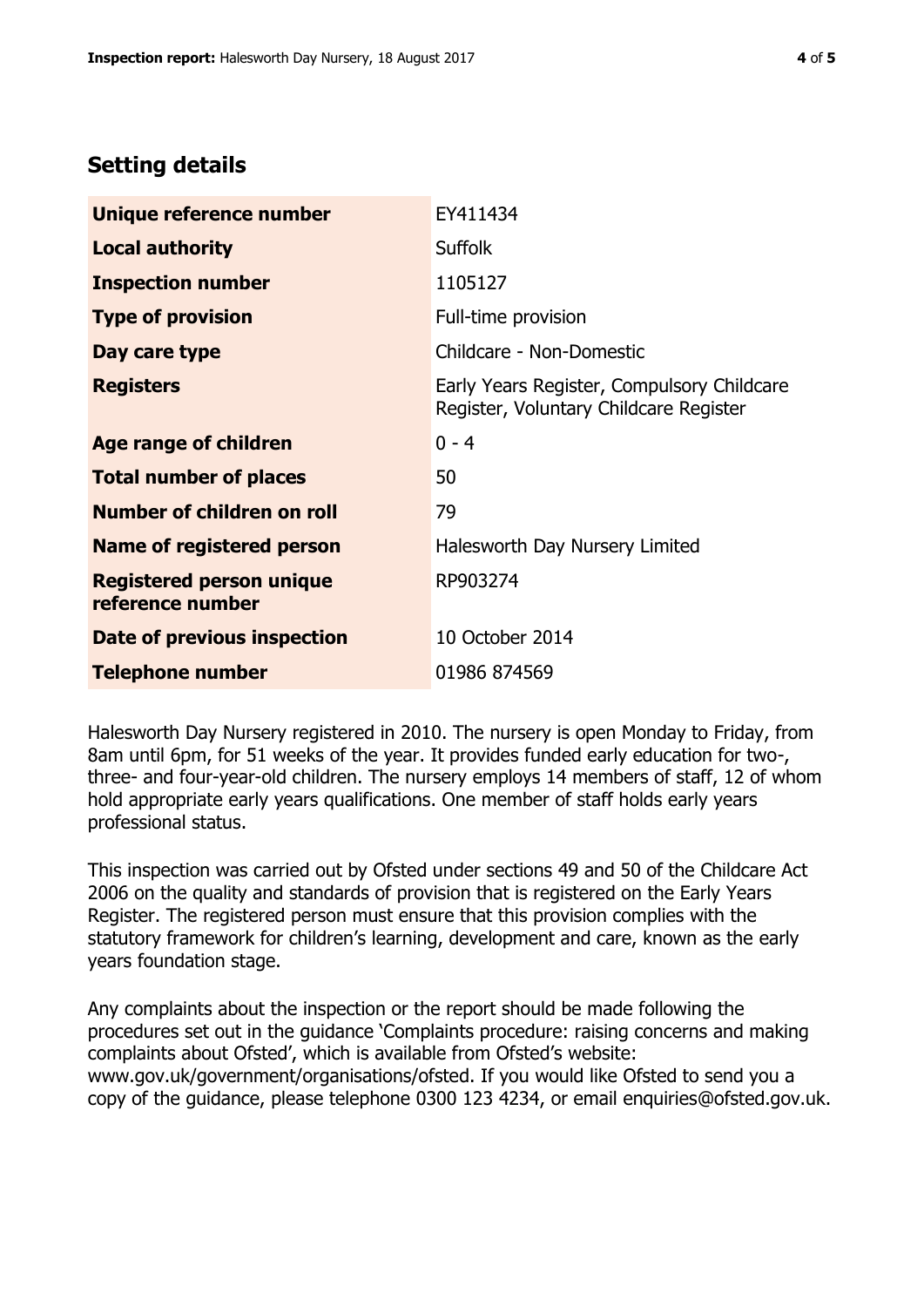## Setting details

| | |
|---|---|
| **Unique reference number** | EY411434 |
| **Local authority** | Suffolk |
| **Inspection number** | 1105127 |
| **Type of provision** | Full-time provision |
| **Day care type** | Childcare - Non-Domestic |
| **Registers** | Early Years Register, Compulsory Childcare Register, Voluntary Childcare Register |
| **Age range of children** | 0 - 4 |
| **Total number of places** | 50 |
| **Number of children on roll** | 79 |
| **Name of registered person** | Halesworth Day Nursery Limited |
| **Registered person unique reference number** | RP903274 |
| **Date of previous inspection** | 10 October 2014 |
| **Telephone number** | 01986 874569 |

Halesworth Day Nursery registered in 2010. The nursery is open Monday to Friday, from 8am until 6pm, for 51 weeks of the year. It provides funded early education for two-, three- and four-year-old children. The nursery employs 14 members of staff, 12 of whom hold appropriate early years qualifications. One member of staff holds early years professional status.

This inspection was carried out by Ofsted under sections 49 and 50 of the Childcare Act 2006 on the quality and standards of provision that is registered on the Early Years Register. The registered person must ensure that this provision complies with the statutory framework for children's learning, development and care, known as the early years foundation stage.

Any complaints about the inspection or the report should be made following the procedures set out in the guidance 'Complaints procedure: raising concerns and making complaints about Ofsted', which is available from Ofsted's website: www.gov.uk/government/organisations/ofsted. If you would like Ofsted to send you a copy of the guidance, please telephone 0300 123 4234, or email enquiries@ofsted.gov.uk.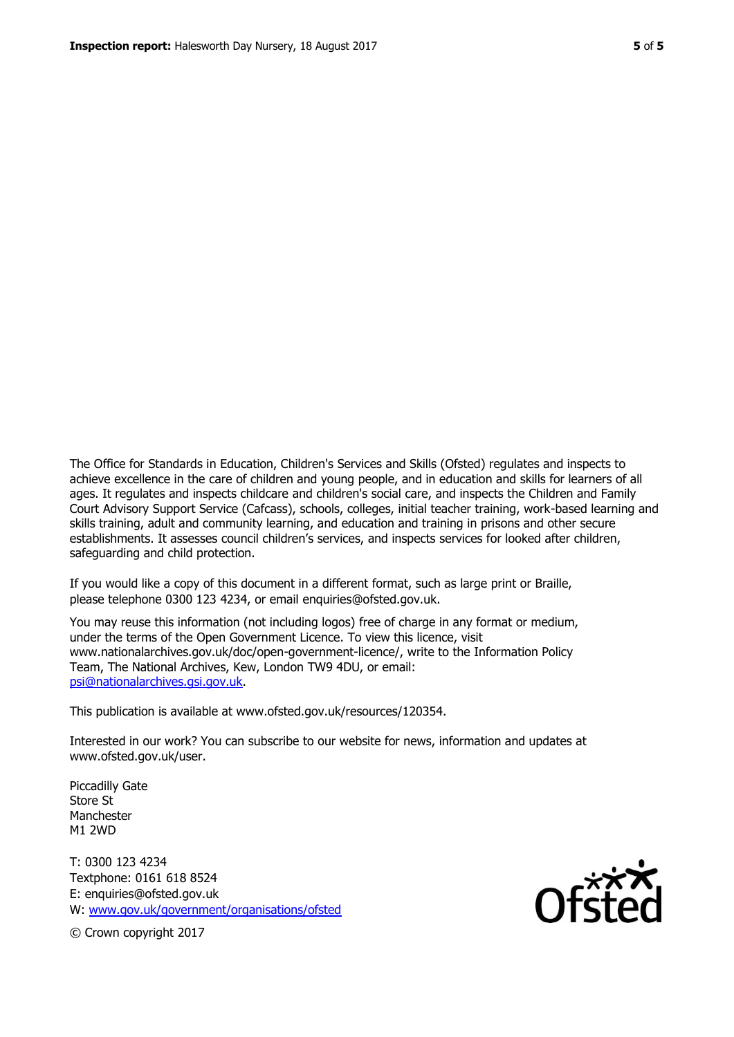The Office for Standards in Education, Children's Services and Skills (Ofsted) regulates and inspects to achieve excellence in the care of children and young people, and in education and skills for learners of all ages. It regulates and inspects childcare and children's social care, and inspects the Children and Family Court Advisory Support Service (Cafcass), schools, colleges, initial teacher training, work-based learning and skills training, adult and community learning, and education and training in prisons and other secure establishments. It assesses council children's services, and inspects services for looked after children, safeguarding and child protection.

If you would like a copy of this document in a different format, such as large print or Braille, please telephone 0300 123 4234, or email enquiries@ofsted.gov.uk.

You may reuse this information (not including logos) free of charge in any format or medium, under the terms of the Open Government Licence. To view this licence, visit www.nationalarchives.gov.uk/doc/open-government-licence/, write to the Information Policy Team, The National Archives, Kew, London TW9 4DU, or email: psi@nationalarchives.gsi.gov.uk.

This publication is available at www.ofsted.gov.uk/resources/120354.

Interested in our work? You can subscribe to our website for news, information and updates at www.ofsted.gov.uk/user.

Piccadilly Gate
Store St
Manchester
M1 2WD

T: 0300 123 4234
Textphone: 0161 618 8524
E: enquiries@ofsted.gov.uk
W: www.gov.uk/government/organisations/ofsted

© Crown copyright 2017